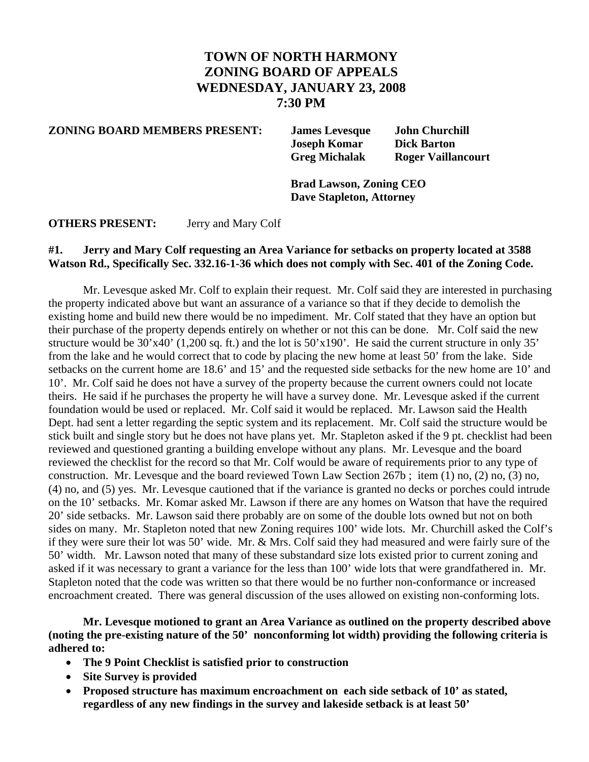# TOWN OF NORTH HARMONY
# ZONING BOARD OF APPEALS
# WEDNESDAY, JANUARY 23, 2008
# 7:30 PM

**ZONING BOARD MEMBERS PRESENT:** **James Levesque** **John Churchill** **Joseph Komar** **Dick Barton** **Greg Michalak** **Roger Vaillancourt**

**Brad Lawson, Zoning CEO**
**Dave Stapleton, Attorney**

**OTHERS PRESENT:** Jerry and Mary Colf

**#1. Jerry and Mary Colf requesting an Area Variance for setbacks on property located at 3588 Watson Rd., Specifically Sec. 332.16-1-36 which does not comply with Sec. 401 of the Zoning Code.**

Mr. Levesque asked Mr. Colf to explain their request. Mr. Colf said they are interested in purchasing the property indicated above but want an assurance of a variance so that if they decide to demolish the existing home and build new there would be no impediment. Mr. Colf stated that they have an option but their purchase of the property depends entirely on whether or not this can be done. Mr. Colf said the new structure would be 30'x40' (1,200 sq. ft.) and the lot is 50'x190'. He said the current structure in only 35' from the lake and he would correct that to code by placing the new home at least 50' from the lake. Side setbacks on the current home are 18.6' and 15' and the requested side setbacks for the new home are 10' and 10'. Mr. Colf said he does not have a survey of the property because the current owners could not locate theirs. He said if he purchases the property he will have a survey done. Mr. Levesque asked if the current foundation would be used or replaced. Mr. Colf said it would be replaced. Mr. Lawson said the Health Dept. had sent a letter regarding the septic system and its replacement. Mr. Colf said the structure would be stick built and single story but he does not have plans yet. Mr. Stapleton asked if the 9 pt. checklist had been reviewed and questioned granting a building envelope without any plans. Mr. Levesque and the board reviewed the checklist for the record so that Mr. Colf would be aware of requirements prior to any type of construction. Mr. Levesque and the board reviewed Town Law Section 267b ; item (1) no, (2) no, (3) no, (4) no, and (5) yes. Mr. Levesque cautioned that if the variance is granted no decks or porches could intrude on the 10' setbacks. Mr. Komar asked Mr. Lawson if there are any homes on Watson that have the required 20' side setbacks. Mr. Lawson said there probably are on some of the double lots owned but not on both sides on many. Mr. Stapleton noted that new Zoning requires 100' wide lots. Mr. Churchill asked the Colf's if they were sure their lot was 50' wide. Mr. & Mrs. Colf said they had measured and were fairly sure of the 50' width. Mr. Lawson noted that many of these substandard size lots existed prior to current zoning and asked if it was necessary to grant a variance for the less than 100' wide lots that were grandfathered in. Mr. Stapleton noted that the code was written so that there would be no further non-conformance or increased encroachment created. There was general discussion of the uses allowed on existing non-conforming lots.

**Mr. Levesque motioned to grant an Area Variance as outlined on the property described above (noting the pre-existing nature of the 50' nonconforming lot width) providing the following criteria is adhered to:**

- **The 9 Point Checklist is satisfied prior to construction**
- **Site Survey is provided**
- **Proposed structure has maximum encroachment on each side setback of 10' as stated, regardless of any new findings in the survey and lakeside setback is at least 50'**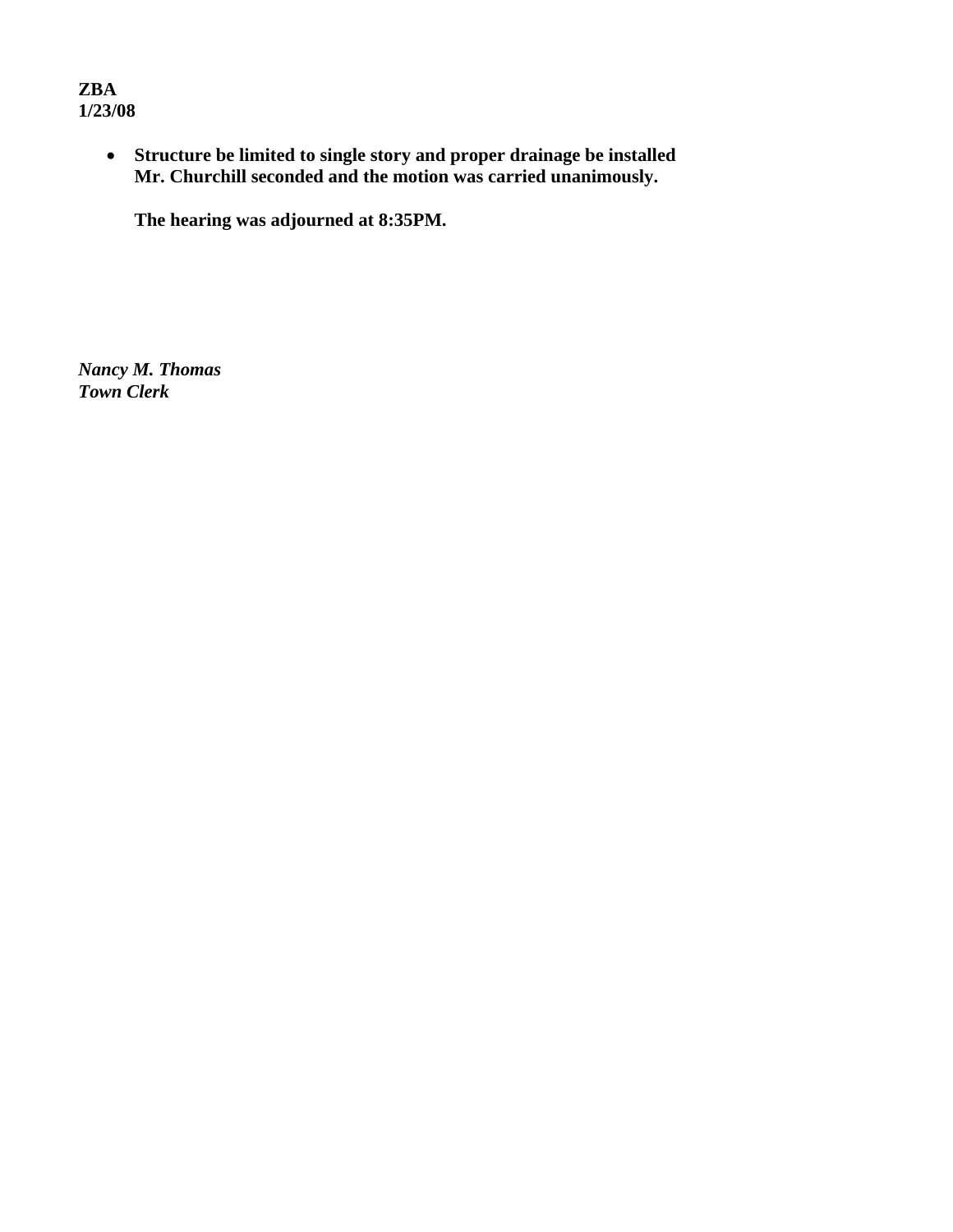- **Structure be limited to single story and proper drainage be installed**
  **Mr. Churchill seconded and the motion was carried unanimously.**

  **The hearing was adjourned at 8:35PM.**

***Nancy M. Thomas***
***Town Clerk***